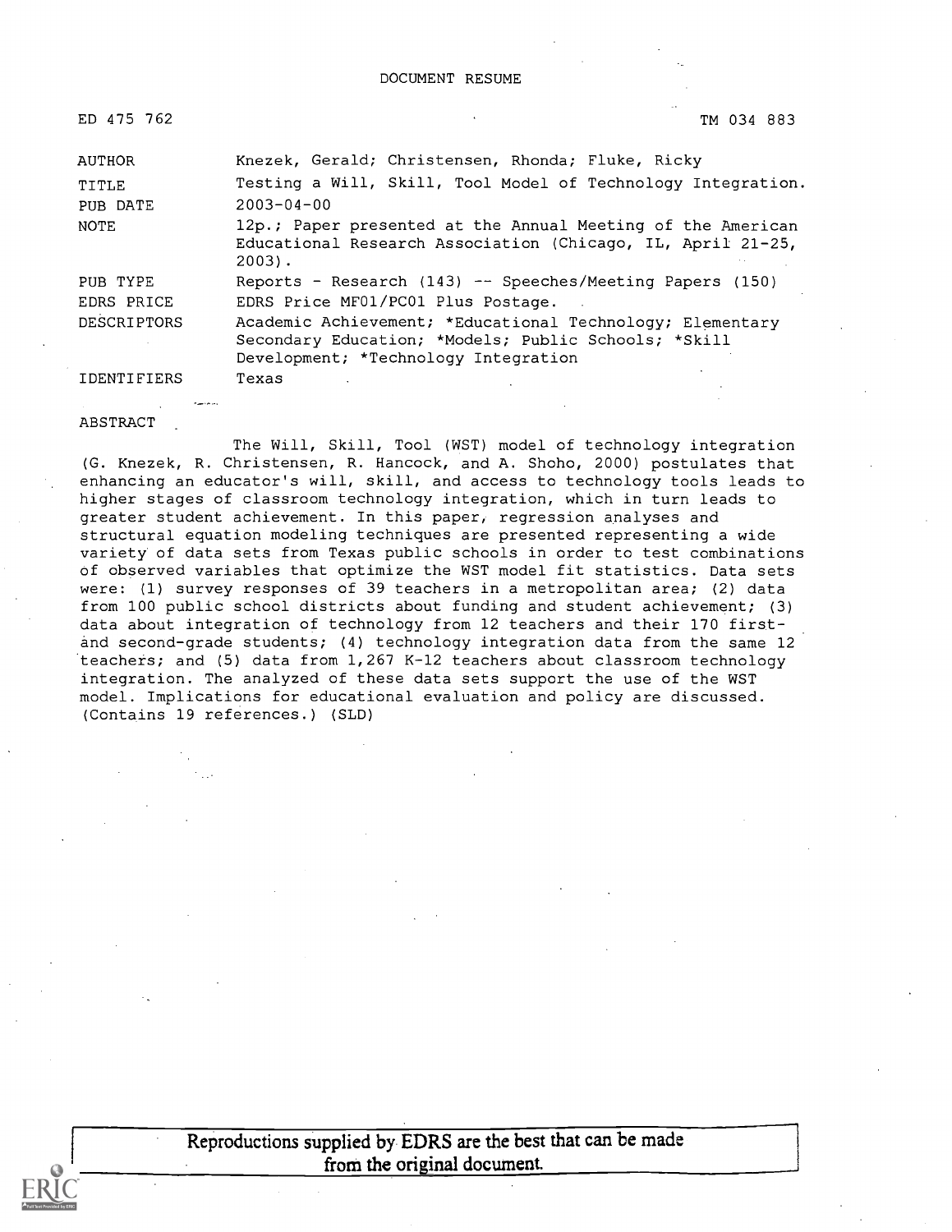DOCUMENT RESUME

| | | |
|---|---|---|
| ED 475 762 | | TM 034 883 |
| AUTHOR | Knezek, Gerald; Christensen, Rhonda; Fluke, Ricky | |
| TITLE | Testing a Will, Skill, Tool Model of Technology Integration. | |
| PUB DATE | 2003-04-00 | |
| NOTE | 12p.; Paper presented at the Annual Meeting of the American Educational Research Association (Chicago, IL, April 21-25, 2003). | |
| PUB TYPE | Reports - Research (143) -- Speeches/Meeting Papers (150) | |
| EDRS PRICE | EDRS Price MF01/PC01 Plus Postage. | |
| DESCRIPTORS | Academic Achievement; *Educational Technology; Elementary Secondary Education; *Models; Public Schools; *Skill Development; *Technology Integration | |
| IDENTIFIERS | Texas | |

ABSTRACT

The Will, Skill, Tool (WST) model of technology integration (G. Knezek, R. Christensen, R. Hancock, and A. Shoho, 2000) postulates that enhancing an educator's will, skill, and access to technology tools leads to higher stages of classroom technology integration, which in turn leads to greater student achievement. In this paper, regression analyses and structural equation modeling techniques are presented representing a wide variety of data sets from Texas public schools in order to test combinations of observed variables that optimize the WST model fit statistics. Data sets were: (1) survey responses of 39 teachers in a metropolitan area; (2) data from 100 public school districts about funding and student achievement; (3) data about integration of technology from 12 teachers and their 170 first- and second-grade students; (4) technology integration data from the same 12 teachers; and (5) data from 1,267 K-12 teachers about classroom technology integration. The analyzed of these data sets support the use of the WST model. Implications for educational evaluation and policy are discussed. (Contains 19 references.) (SLD)

Reproductions supplied by EDRS are the best that can be made from the original document.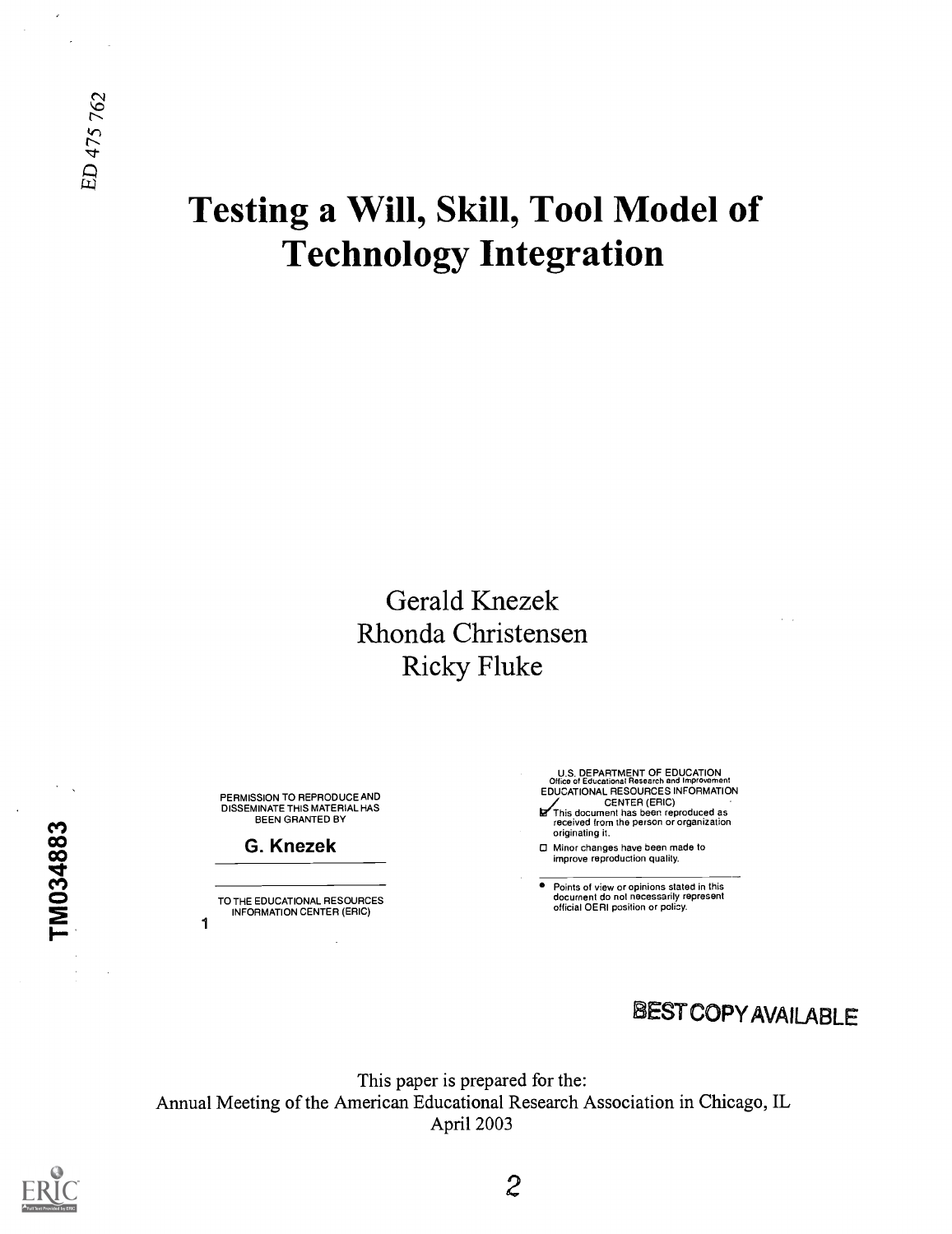ED 475 762

# Testing a Will, Skill, Tool Model of Technology Integration

Gerald Knezek
Rhonda Christensen
Ricky Fluke

PERMISSION TO REPRODUCE AND DISSEMINATE THIS MATERIAL HAS BEEN GRANTED BY

**G. Knezek**

TO THE EDUCATIONAL RESOURCES INFORMATION CENTER (ERIC)

U.S. DEPARTMENT OF EDUCATION
Office of Educational Research and Improvement
EDUCATIONAL RESOURCES INFORMATION CENTER (ERIC)

- This document has been reproduced as received from the person or organization originating it.
- Minor changes have been made to improve reproduction quality.

- Points of view or opinions stated in this document do not necessarily represent official OERI position or policy.

TM034883

BEST COPY AVAILABLE

This paper is prepared for the:
Annual Meeting of the American Educational Research Association in Chicago, IL
April 2003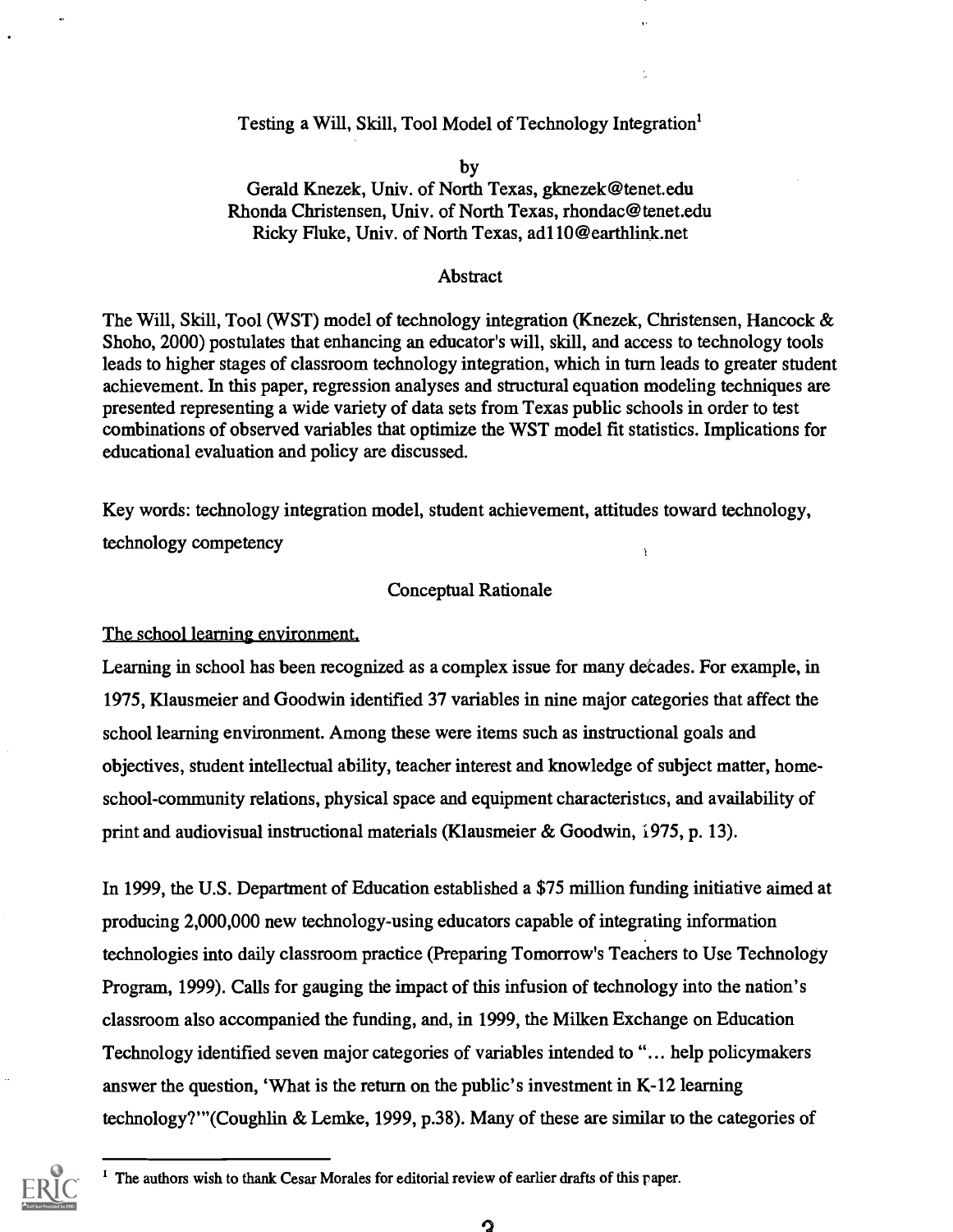# Testing a Will, Skill, Tool Model of Technology Integration[1]

by

Gerald Knezek, Univ. of North Texas, gknezek@tenet.edu
Rhonda Christensen, Univ. of North Texas, rhondac@tenet.edu
Ricky Fluke, Univ. of North Texas, ad110@earthlink.net

## Abstract

The Will, Skill, Tool (WST) model of technology integration (Knezek, Christensen, Hancock & Shoho, 2000) postulates that enhancing an educator's will, skill, and access to technology tools leads to higher stages of classroom technology integration, which in turn leads to greater student achievement. In this paper, regression analyses and structural equation modeling techniques are presented representing a wide variety of data sets from Texas public schools in order to test combinations of observed variables that optimize the WST model fit statistics. Implications for educational evaluation and policy are discussed.

Key words: technology integration model, student achievement, attitudes toward technology, technology competency

## Conceptual Rationale

### The school learning environment.

Learning in school has been recognized as a complex issue for many decades. For example, in 1975, Klausmeier and Goodwin identified 37 variables in nine major categories that affect the school learning environment. Among these were items such as instructional goals and objectives, student intellectual ability, teacher interest and knowledge of subject matter, home-school-community relations, physical space and equipment characteristics, and availability of print and audiovisual instructional materials (Klausmeier & Goodwin, 1975, p. 13).

In 1999, the U.S. Department of Education established a $75 million funding initiative aimed at producing 2,000,000 new technology-using educators capable of integrating information technologies into daily classroom practice (Preparing Tomorrow's Teachers to Use Technology Program, 1999). Calls for gauging the impact of this infusion of technology into the nation's classroom also accompanied the funding, and, in 1999, the Milken Exchange on Education Technology identified seven major categories of variables intended to "... help policymakers answer the question, 'What is the return on the public's investment in K-12 learning technology?'"(Coughlin & Lemke, 1999, p.38). Many of these are similar to the categories of

[1] The authors wish to thank Cesar Morales for editorial review of earlier drafts of this paper.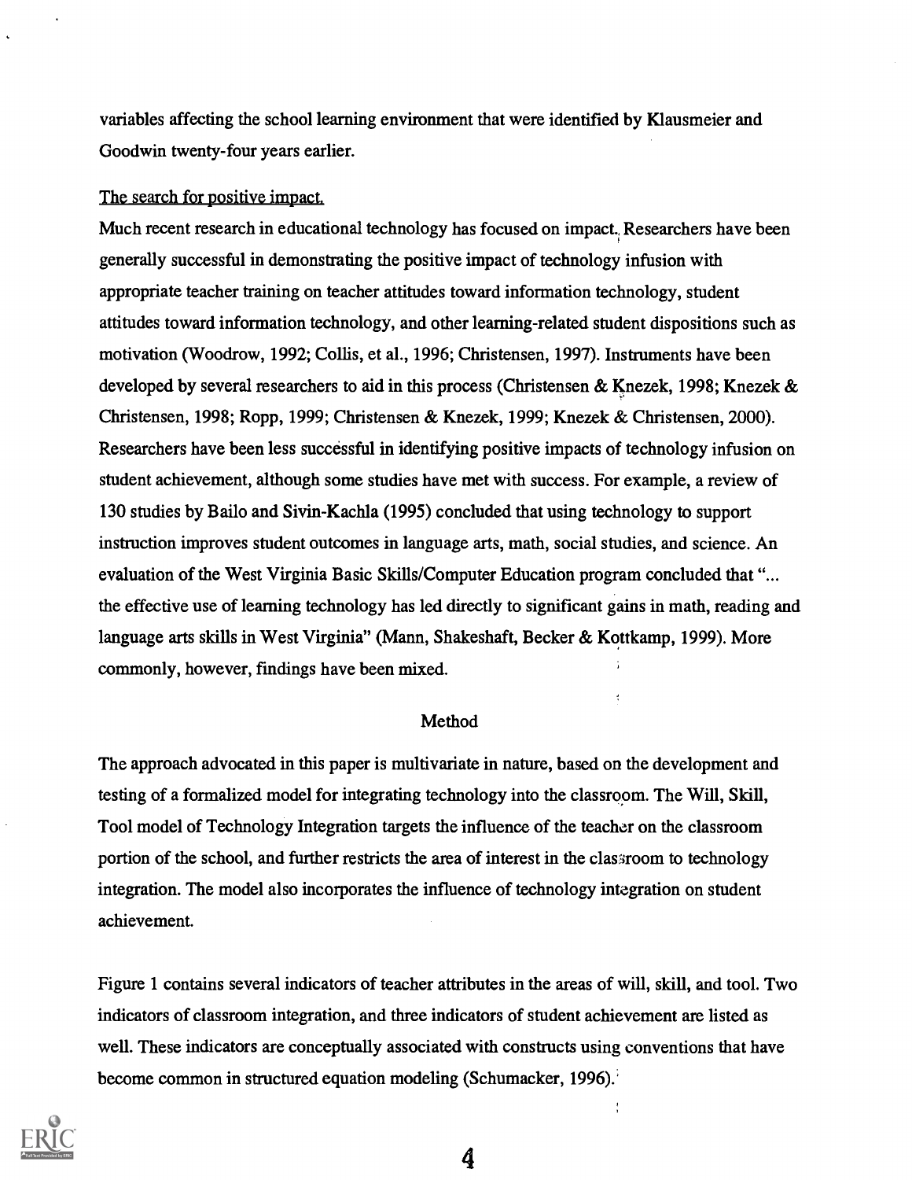variables affecting the school learning environment that were identified by Klausmeier and Goodwin twenty-four years earlier.

The search for positive impact.

Much recent research in educational technology has focused on impact. Researchers have been generally successful in demonstrating the positive impact of technology infusion with appropriate teacher training on teacher attitudes toward information technology, student attitudes toward information technology, and other learning-related student dispositions such as motivation (Woodrow, 1992; Collis, et al., 1996; Christensen, 1997). Instruments have been developed by several researchers to aid in this process (Christensen & Knezek, 1998; Knezek & Christensen, 1998; Ropp, 1999; Christensen & Knezek, 1999; Knezek & Christensen, 2000). Researchers have been less successful in identifying positive impacts of technology infusion on student achievement, although some studies have met with success. For example, a review of 130 studies by Bailo and Sivin-Kachla (1995) concluded that using technology to support instruction improves student outcomes in language arts, math, social studies, and science. An evaluation of the West Virginia Basic Skills/Computer Education program concluded that "... the effective use of learning technology has led directly to significant gains in math, reading and language arts skills in West Virginia" (Mann, Shakeshaft, Becker & Kottkamp, 1999). More commonly, however, findings have been mixed.

## Method

The approach advocated in this paper is multivariate in nature, based on the development and testing of a formalized model for integrating technology into the classroom. The Will, Skill, Tool model of Technology Integration targets the influence of the teacher on the classroom portion of the school, and further restricts the area of interest in the classroom to technology integration. The model also incorporates the influence of technology integration on student achievement.

Figure 1 contains several indicators of teacher attributes in the areas of will, skill, and tool. Two indicators of classroom integration, and three indicators of student achievement are listed as well. These indicators are conceptually associated with constructs using conventions that have become common in structured equation modeling (Schumacker, 1996).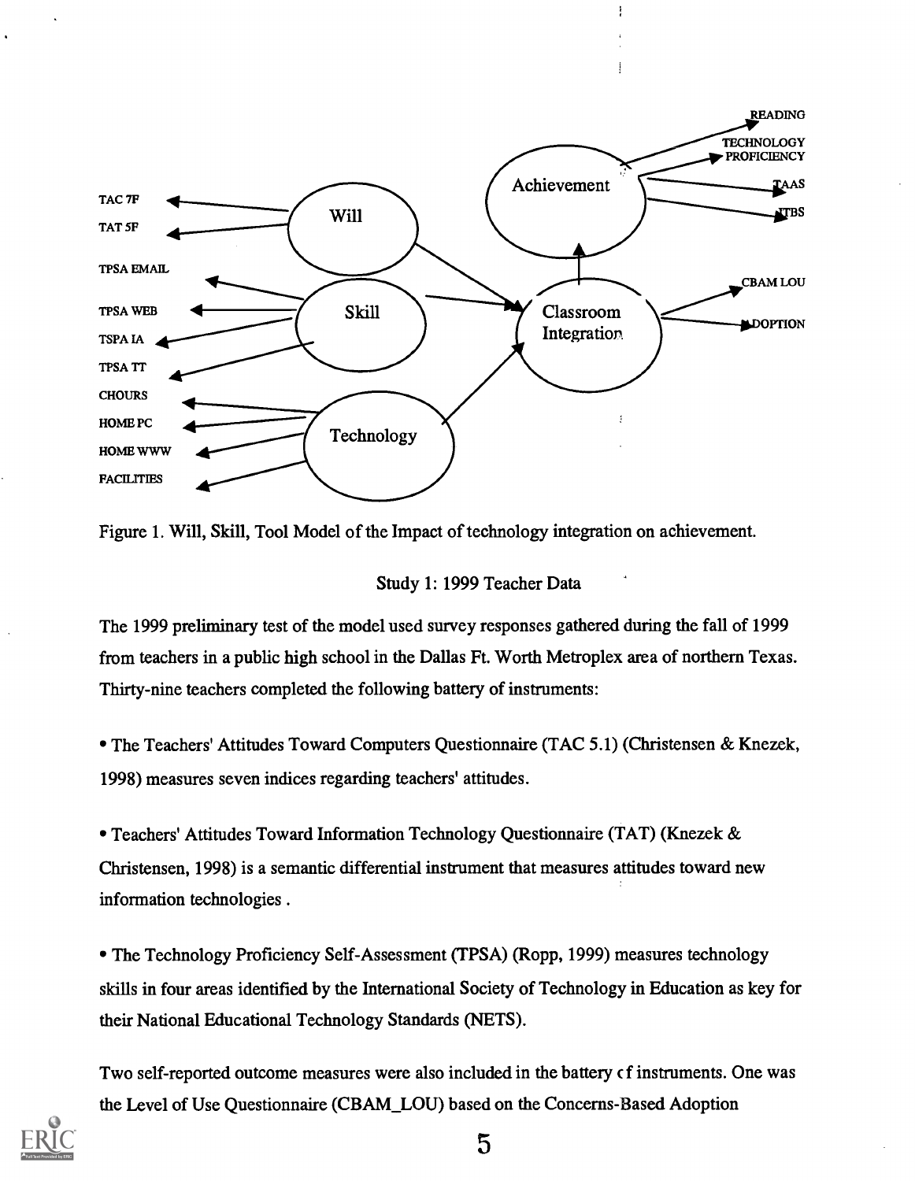READING
TECHNOLOGY PROFICIENCY
TAAS
ITBS
Achievement
TAC 7F
TAT 5F
Will
TPSA EMAIL
TPSA WEB
TSPA IA
TPSA TT
Skill
Classroom Integration
CBAM LOU
ADOPTION
CHOURS
HOME PC
HOME WWW
FACILITIES
Technology

Figure 1. Will, Skill, Tool Model of the Impact of technology integration on achievement.

Study 1: 1999 Teacher Data

The 1999 preliminary test of the model used survey responses gathered during the fall of 1999 from teachers in a public high school in the Dallas Ft. Worth Metroplex area of northern Texas. Thirty-nine teachers completed the following battery of instruments:

- The Teachers' Attitudes Toward Computers Questionnaire (TAC 5.1) (Christensen & Knezek, 1998) measures seven indices regarding teachers' attitudes.

- Teachers' Attitudes Toward Information Technology Questionnaire (TAT) (Knezek & Christensen, 1998) is a semantic differential instrument that measures attitudes toward new information technologies .

- The Technology Proficiency Self-Assessment (TPSA) (Ropp, 1999) measures technology skills in four areas identified by the International Society of Technology in Education as key for their National Educational Technology Standards (NETS).

Two self-reported outcome measures were also included in the battery of instruments. One was the Level of Use Questionnaire (CBAM_LOU) based on the Concerns-Based Adoption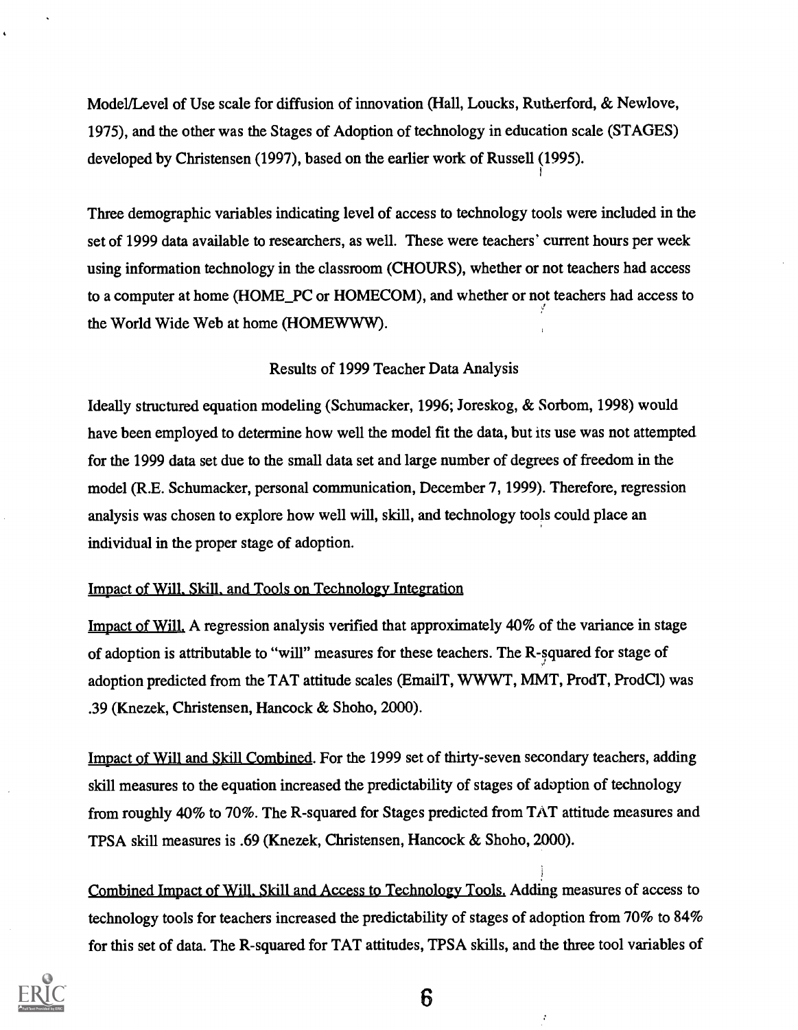Model/Level of Use scale for diffusion of innovation (Hall, Loucks, Rutherford, & Newlove, 1975), and the other was the Stages of Adoption of technology in education scale (STAGES) developed by Christensen (1997), based on the earlier work of Russell (1995).

Three demographic variables indicating level of access to technology tools were included in the set of 1999 data available to researchers, as well. These were teachers' current hours per week using information technology in the classroom (CHOURS), whether or not teachers had access to a computer at home (HOME_PC or HOMECOM), and whether or not teachers had access to the World Wide Web at home (HOMEWWW).

## Results of 1999 Teacher Data Analysis

Ideally structured equation modeling (Schumacker, 1996; Joreskog, & Sorbom, 1998) would have been employed to determine how well the model fit the data, but its use was not attempted for the 1999 data set due to the small data set and large number of degrees of freedom in the model (R.E. Schumacker, personal communication, December 7, 1999). Therefore, regression analysis was chosen to explore how well will, skill, and technology tools could place an individual in the proper stage of adoption.

### Impact of Will, Skill, and Tools on Technology Integration

Impact of Will. A regression analysis verified that approximately 40% of the variance in stage of adoption is attributable to "will" measures for these teachers. The R-squared for stage of adoption predicted from the TAT attitude scales (EmailT, WWWT, MMT, ProdT, ProdCl) was .39 (Knezek, Christensen, Hancock & Shoho, 2000).

Impact of Will and Skill Combined. For the 1999 set of thirty-seven secondary teachers, adding skill measures to the equation increased the predictability of stages of adoption of technology from roughly 40% to 70%. The R-squared for Stages predicted from TAT attitude measures and TPSA skill measures is .69 (Knezek, Christensen, Hancock & Shoho, 2000).

Combined Impact of Will, Skill and Access to Technology Tools. Adding measures of access to technology tools for teachers increased the predictability of stages of adoption from 70% to 84% for this set of data. The R-squared for TAT attitudes, TPSA skills, and the three tool variables of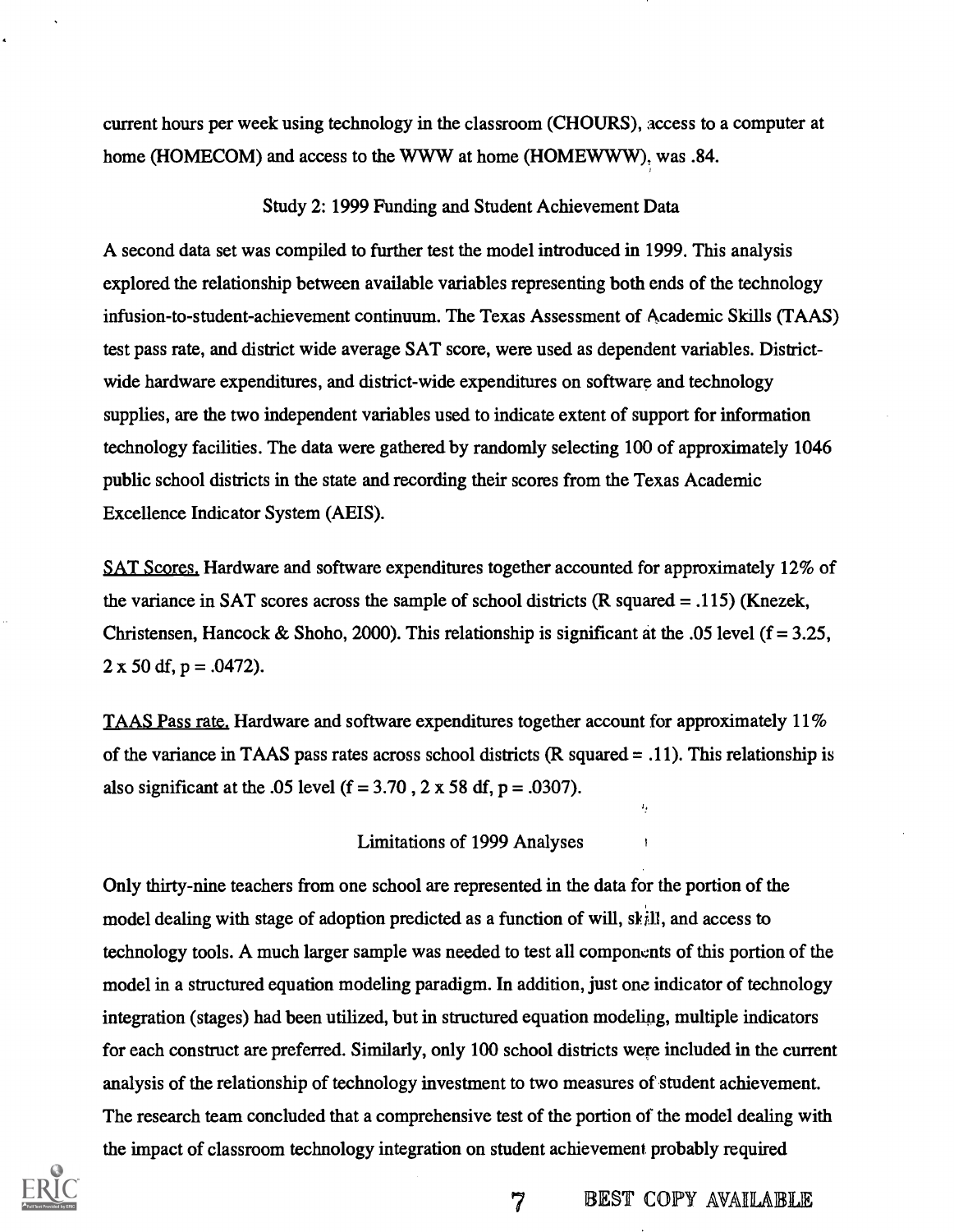current hours per week using technology in the classroom (CHOURS), access to a computer at home (HOMECOM) and access to the WWW at home (HOMEWWW), was .84.

## Study 2: 1999 Funding and Student Achievement Data

A second data set was compiled to further test the model introduced in 1999. This analysis explored the relationship between available variables representing both ends of the technology infusion-to-student-achievement continuum. The Texas Assessment of Academic Skills (TAAS) test pass rate, and district wide average SAT score, were used as dependent variables. District-wide hardware expenditures, and district-wide expenditures on software and technology supplies, are the two independent variables used to indicate extent of support for information technology facilities. The data were gathered by randomly selecting 100 of approximately 1046 public school districts in the state and recording their scores from the Texas Academic Excellence Indicator System (AEIS).

SAT Scores. Hardware and software expenditures together accounted for approximately 12% of the variance in SAT scores across the sample of school districts (R squared = .115) (Knezek, Christensen, Hancock & Shoho, 2000). This relationship is significant at the .05 level ($f = 3.25$, $2 \times 50$ df, $p = .0472$).

TAAS Pass rate. Hardware and software expenditures together account for approximately 11% of the variance in TAAS pass rates across school districts (R squared = .11). This relationship is also significant at the .05 level ($f = 3.70$ , $2 \times 58$ df, $p = .0307$).

## Limitations of 1999 Analyses

Only thirty-nine teachers from one school are represented in the data for the portion of the model dealing with stage of adoption predicted as a function of will, skill, and access to technology tools. A much larger sample was needed to test all components of this portion of the model in a structured equation modeling paradigm. In addition, just one indicator of technology integration (stages) had been utilized, but in structured equation modeling, multiple indicators for each construct are preferred. Similarly, only 100 school districts were included in the current analysis of the relationship of technology investment to two measures of student achievement. The research team concluded that a comprehensive test of the portion of the model dealing with the impact of classroom technology integration on student achievement probably required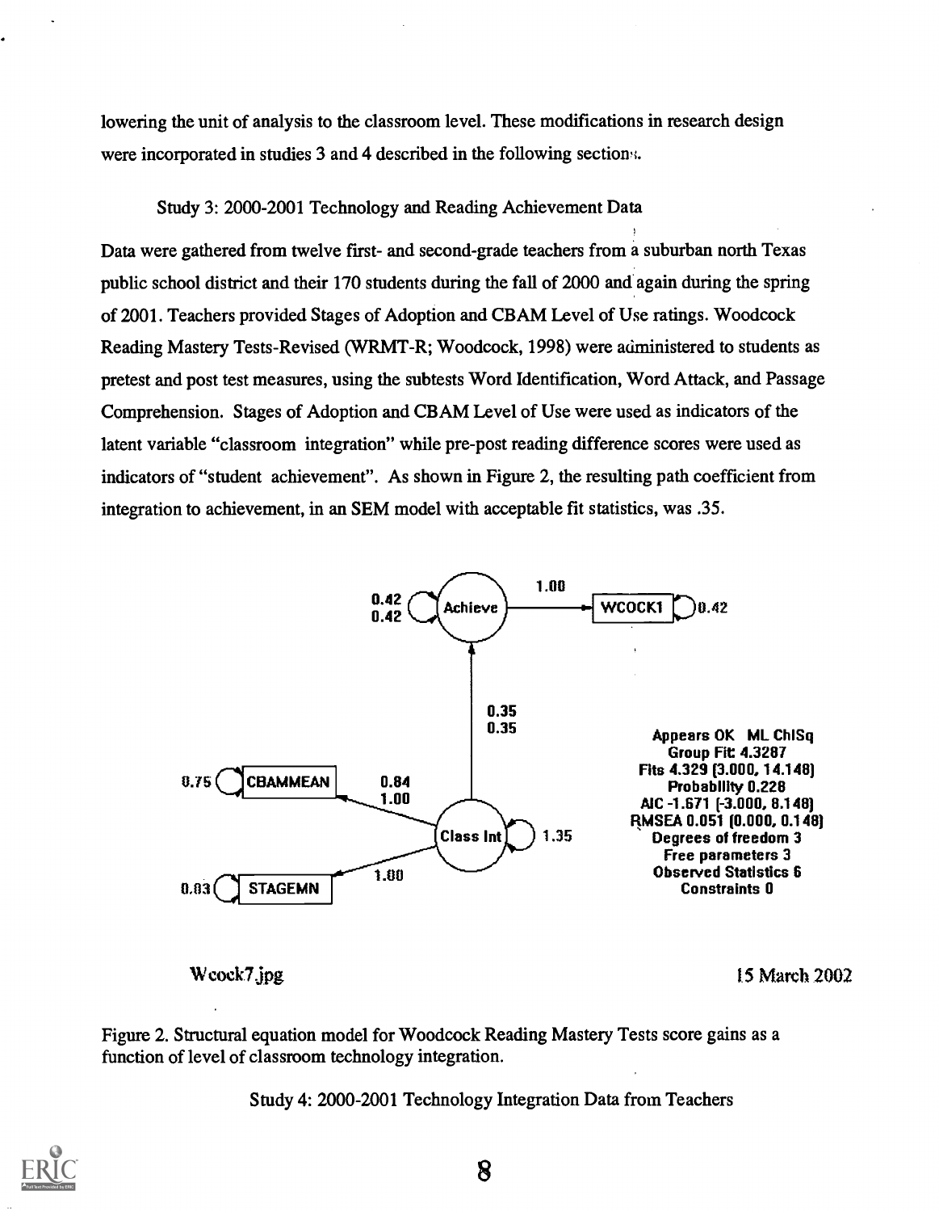lowering the unit of analysis to the classroom level. These modifications in research design were incorporated in studies 3 and 4 described in the following sections.

Study 3: 2000-2001 Technology and Reading Achievement Data

Data were gathered from twelve first- and second-grade teachers from a suburban north Texas public school district and their 170 students during the fall of 2000 and again during the spring of 2001. Teachers provided Stages of Adoption and CBAM Level of Use ratings. Woodcock Reading Mastery Tests-Revised (WRMT-R; Woodcock, 1998) were administered to students as pretest and post test measures, using the subtests Word Identification, Word Attack, and Passage Comprehension. Stages of Adoption and CBAM Level of Use were used as indicators of the latent variable "classroom integration" while pre-post reading difference scores were used as indicators of "student achievement". As shown in Figure 2, the resulting path coefficient from integration to achievement, in an SEM model with acceptable fit statistics, was .35.

0.42
0.42
Achieve
1.00
WCOCK1
0.42
0.35
0.35
0.75
CBAMMEAN
0.84
1.00
Class Int
1.35
0.83
STAGEMN
1.00

Appears OK ML ChiSq
Group Fit: 4.3287
Fits 4.329 [3.000, 14.148]
Probability 0.228
AIC -1.671 [-3.000, 8.148]
RMSEA 0.051 [0.000, 0.148]
Degrees of freedom 3
Free parameters 3
Observed Statistics 6
Constraints 0

Wcock7.jpg

15 March 2002

Figure 2. Structural equation model for Woodcock Reading Mastery Tests score gains as a function of level of classroom technology integration.

Study 4: 2000-2001 Technology Integration Data from Teachers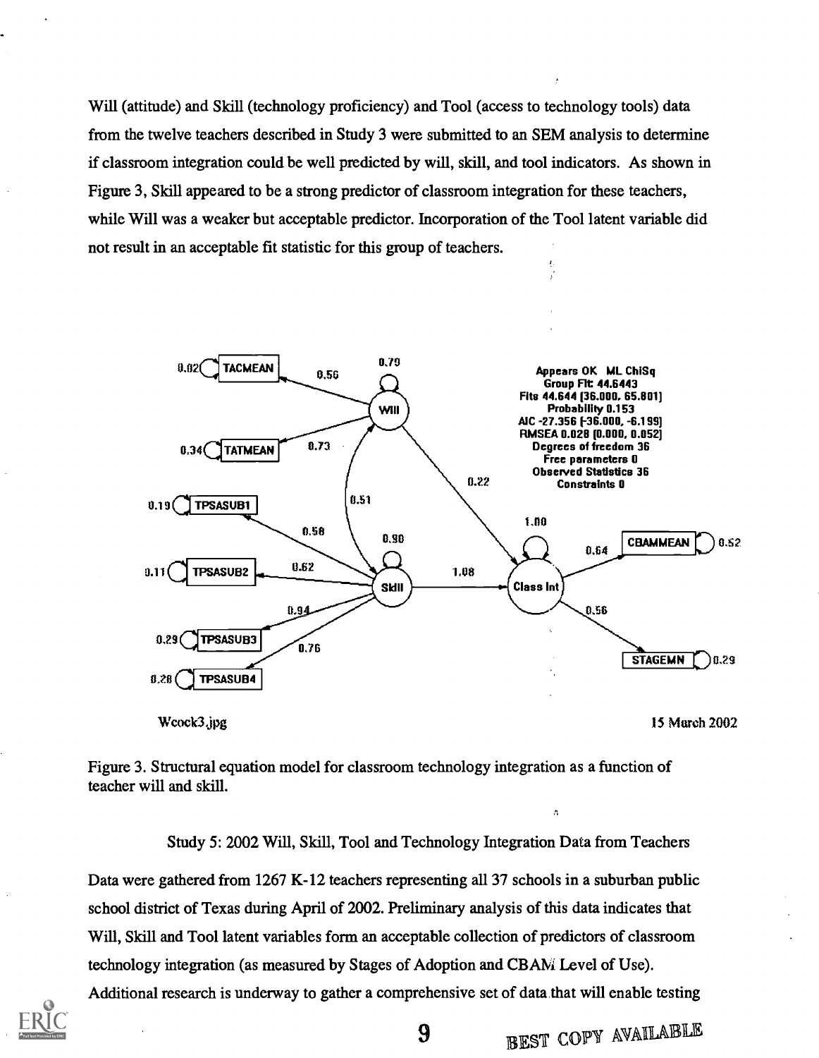Will (attitude) and Skill (technology proficiency) and Tool (access to technology tools) data from the twelve teachers described in Study 3 were submitted to an SEM analysis to determine if classroom integration could be well predicted by will, skill, and tool indicators. As shown in Figure 3, Skill appeared to be a strong predictor of classroom integration for these teachers, while Will was a weaker but acceptable predictor. Incorporation of the Tool latent variable did not result in an acceptable fit statistic for this group of teachers.

Appears OK ML ChiSq
Group Fit: 44.6443
Fits 44.644 [36.000, 65.801]
Probability 0.153
AIC -27.356 [-36.000, -6.199]
RMSEA 0.028 [0.000, 0.052]
Degrees of freedom 36
Free parameters 0
Observed Statistics 36
Constraints 0

Wcock3.jpg 15 March 2002

Figure 3. Structural equation model for classroom technology integration as a function of teacher will and skill.

Study 5: 2002 Will, Skill, Tool and Technology Integration Data from Teachers

Data were gathered from 1267 K-12 teachers representing all 37 schools in a suburban public school district of Texas during April of 2002. Preliminary analysis of this data indicates that Will, Skill and Tool latent variables form an acceptable collection of predictors of classroom technology integration (as measured by Stages of Adoption and CBAM Level of Use). Additional research is underway to gather a comprehensive set of data that will enable testing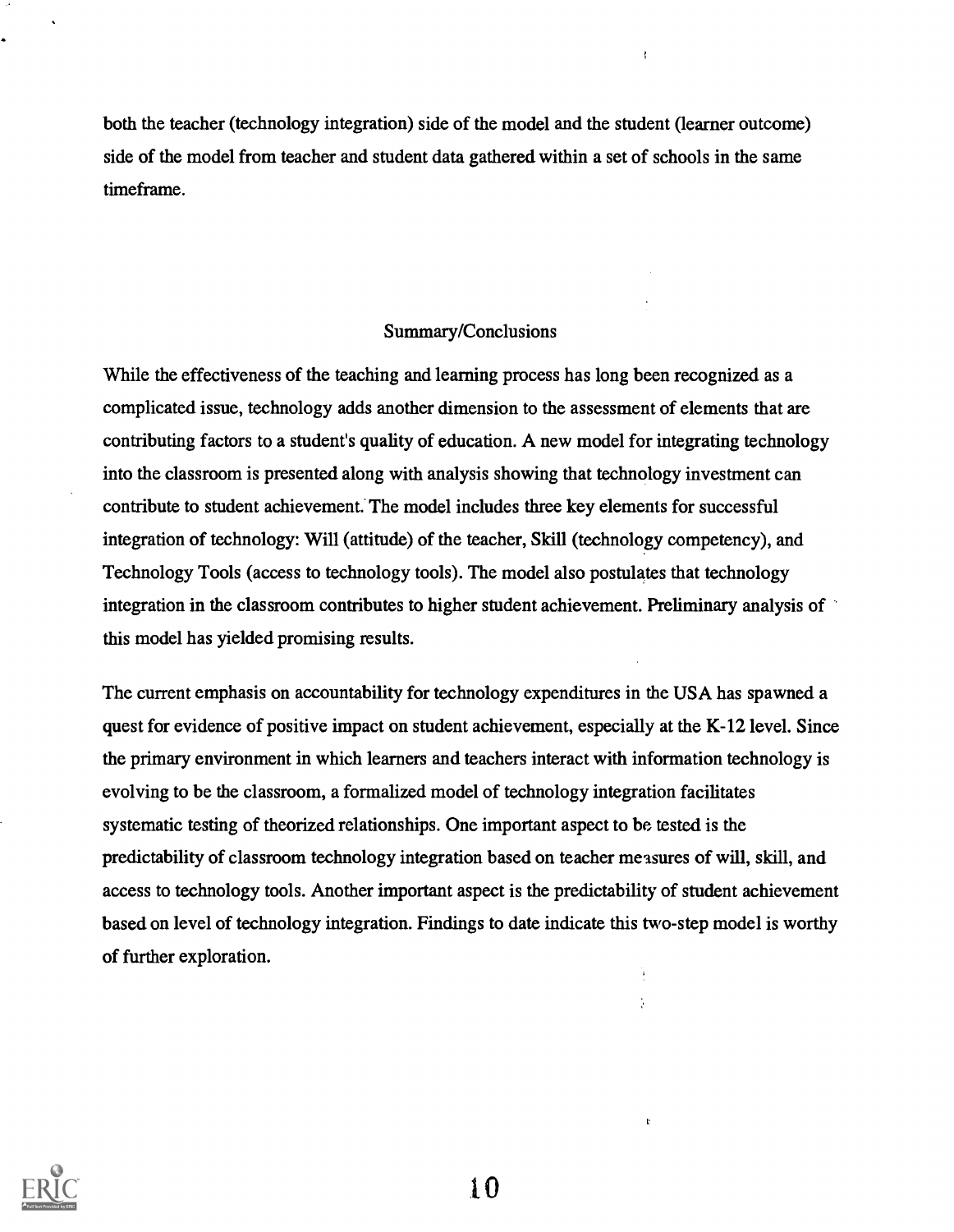both the teacher (technology integration) side of the model and the student (learner outcome) side of the model from teacher and student data gathered within a set of schools in the same timeframe.

## Summary/Conclusions

While the effectiveness of the teaching and learning process has long been recognized as a complicated issue, technology adds another dimension to the assessment of elements that are contributing factors to a student's quality of education. A new model for integrating technology into the classroom is presented along with analysis showing that technology investment can contribute to student achievement. The model includes three key elements for successful integration of technology: Will (attitude) of the teacher, Skill (technology competency), and Technology Tools (access to technology tools). The model also postulates that technology integration in the classroom contributes to higher student achievement. Preliminary analysis of this model has yielded promising results.

The current emphasis on accountability for technology expenditures in the USA has spawned a quest for evidence of positive impact on student achievement, especially at the K-12 level. Since the primary environment in which learners and teachers interact with information technology is evolving to be the classroom, a formalized model of technology integration facilitates systematic testing of theorized relationships. One important aspect to be tested is the predictability of classroom technology integration based on teacher measures of will, skill, and access to technology tools. Another important aspect is the predictability of student achievement based on level of technology integration. Findings to date indicate this two-step model is worthy of further exploration.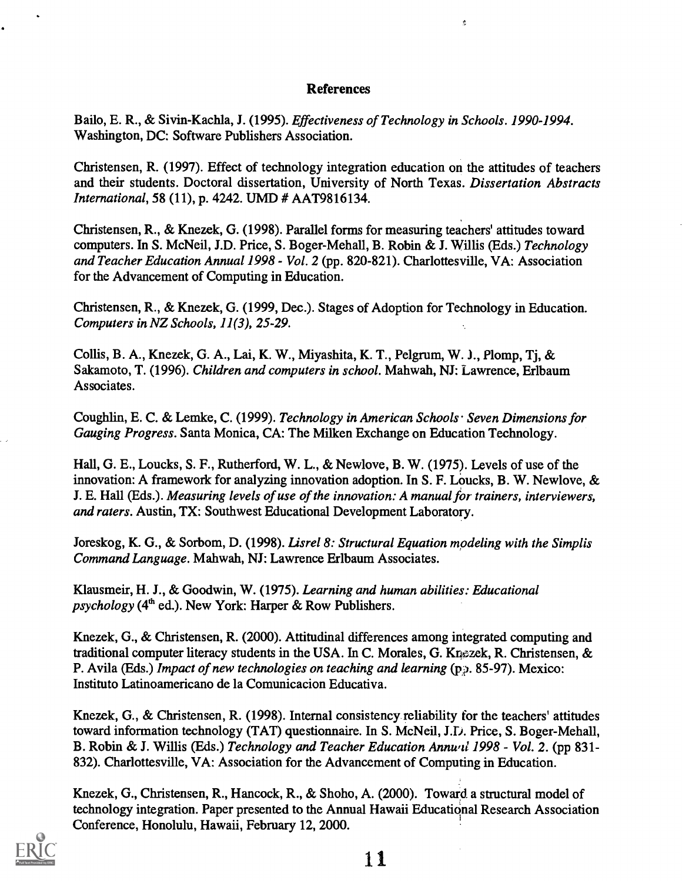## References

Bailo, E. R., & Sivin-Kachla, J. (1995). *Effectiveness of Technology in Schools. 1990-1994.* Washington, DC: Software Publishers Association.

Christensen, R. (1997). Effect of technology integration education on the attitudes of teachers and their students. Doctoral dissertation, University of North Texas. *Dissertation Abstracts International*, 58 (11), p. 4242. UMD # AAT9816134.

Christensen, R., & Knezek, G. (1998). Parallel forms for measuring teachers' attitudes toward computers. In S. McNeil, J.D. Price, S. Boger-Mehall, B. Robin & J. Willis (Eds.) *Technology and Teacher Education Annual 1998 - Vol. 2* (pp. 820-821). Charlottesville, VA: Association for the Advancement of Computing in Education.

Christensen, R., & Knezek, G. (1999, Dec.). Stages of Adoption for Technology in Education. *Computers in NZ Schools, 11(3), 25-29.*

Collis, B. A., Knezek, G. A., Lai, K. W., Miyashita, K. T., Pelgrum, W. J., Plomp, Tj, & Sakamoto, T. (1996). *Children and computers in school.* Mahwah, NJ: Lawrence, Erlbaum Associates.

Coughlin, E. C. & Lemke, C. (1999). *Technology in American Schools· Seven Dimensions for Gauging Progress.* Santa Monica, CA: The Milken Exchange on Education Technology.

Hall, G. E., Loucks, S. F., Rutherford, W. L., & Newlove, B. W. (1975). Levels of use of the innovation: A framework for analyzing innovation adoption. In S. F. Loucks, B. W. Newlove, & J. E. Hall (Eds.). *Measuring levels of use of the innovation: A manual for trainers, interviewers, and raters.* Austin, TX: Southwest Educational Development Laboratory.

Joreskog, K. G., & Sorbom, D. (1998). *Lisrel 8: Structural Equation modeling with the Simplis Command Language.* Mahwah, NJ: Lawrence Erlbaum Associates.

Klausmeir, H. J., & Goodwin, W. (1975). *Learning and human abilities: Educational psychology* (4th ed.). New York: Harper & Row Publishers.

Knezek, G., & Christensen, R. (2000). Attitudinal differences among integrated computing and traditional computer literacy students in the USA. In C. Morales, G. Knezek, R. Christensen, & P. Avila (Eds.) *Impact of new technologies on teaching and learning* (pp. 85-97). Mexico: Instituto Latinoamericano de la Comunicacion Educativa.

Knezek, G., & Christensen, R. (1998). Internal consistency reliability for the teachers' attitudes toward information technology (TAT) questionnaire. In S. McNeil, J.D. Price, S. Boger-Mehall, B. Robin & J. Willis (Eds.) *Technology and Teacher Education Annual 1998 - Vol. 2.* (pp 831-832). Charlottesville, VA: Association for the Advancement of Computing in Education.

Knezek, G., Christensen, R., Hancock, R., & Shoho, A. (2000). Toward a structural model of technology integration. Paper presented to the Annual Hawaii Educational Research Association Conference, Honolulu, Hawaii, February 12, 2000.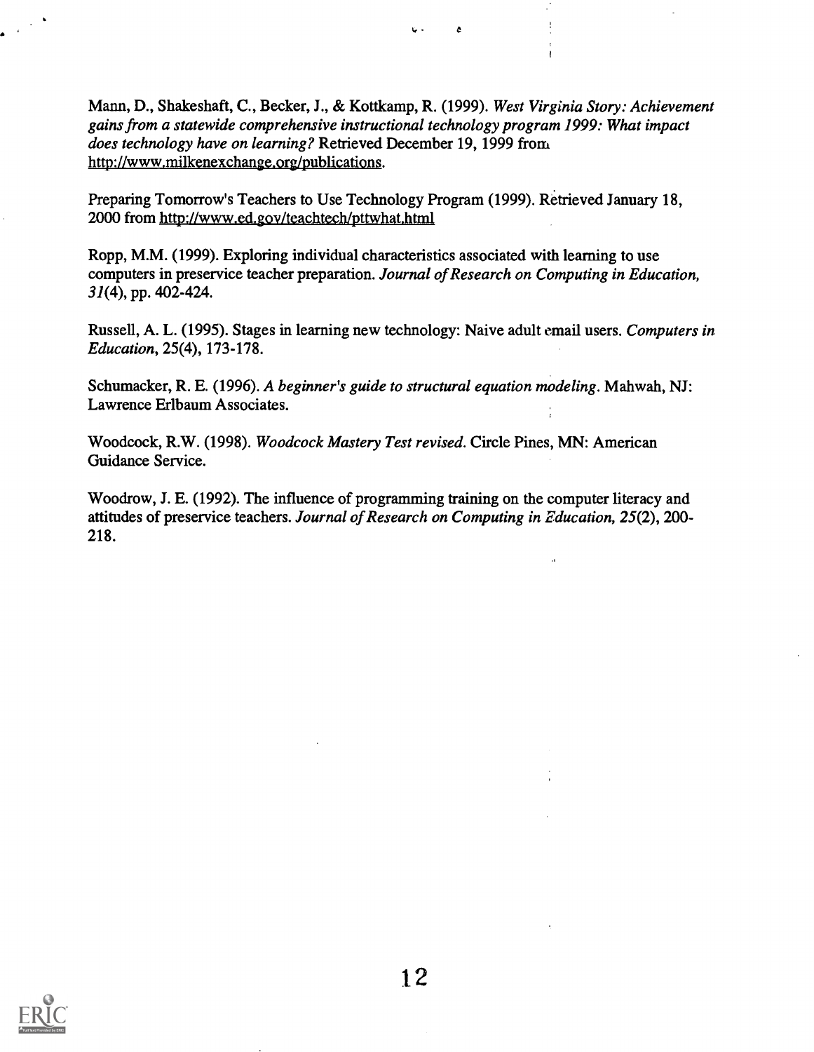Mann, D., Shakeshaft, C., Becker, J., & Kottkamp, R. (1999). *West Virginia Story: Achievement gains from a statewide comprehensive instructional technology program 1999: What impact does technology have on learning?* Retrieved December 19, 1999 from http://www.milkenexchange.org/publications.

Preparing Tomorrow's Teachers to Use Technology Program (1999). Retrieved January 18, 2000 from http://www.ed.gov/teachtech/pttwhat.html

Ropp, M.M. (1999). Exploring individual characteristics associated with learning to use computers in preservice teacher preparation. *Journal of Research on Computing in Education, 31*(4), pp. 402-424.

Russell, A. L. (1995). Stages in learning new technology: Naive adult email users. *Computers in Education*, 25(4), 173-178.

Schumacker, R. E. (1996). *A beginner's guide to structural equation modeling*. Mahwah, NJ: Lawrence Erlbaum Associates.

Woodcock, R.W. (1998). *Woodcock Mastery Test revised*. Circle Pines, MN: American Guidance Service.

Woodrow, J. E. (1992). The influence of programming training on the computer literacy and attitudes of preservice teachers. *Journal of Research on Computing in Education, 25*(2), 200-218.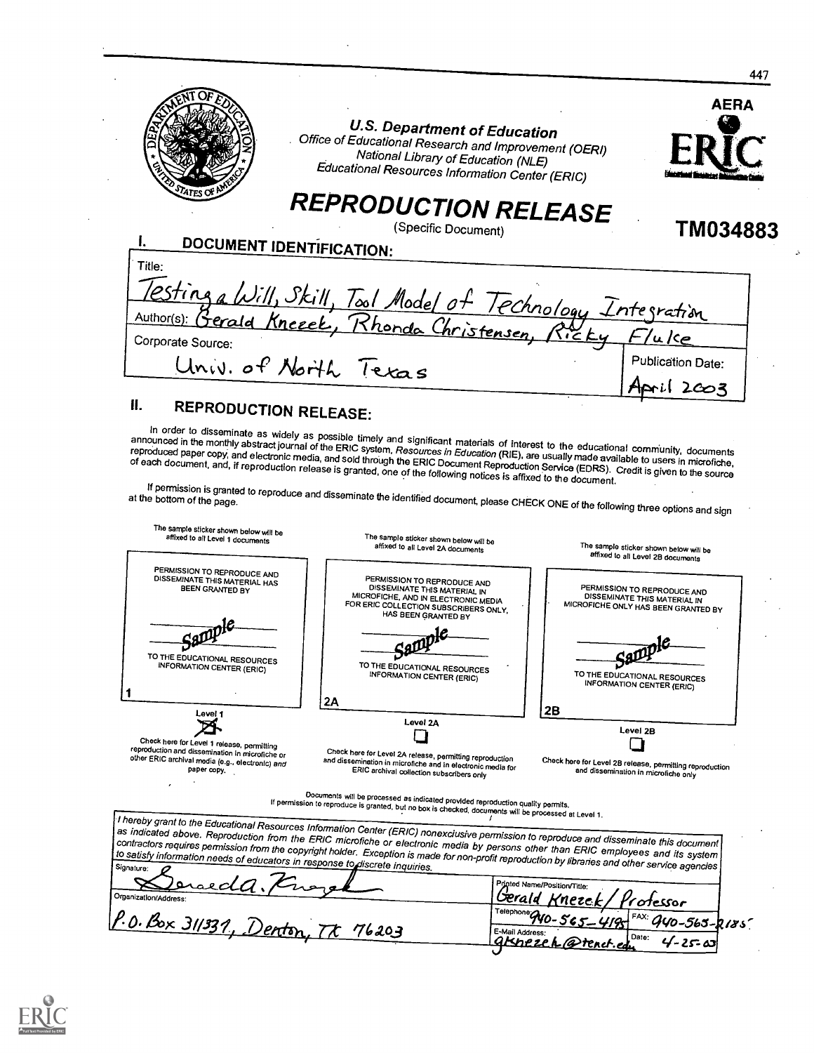U.S. Department of Education
Office of Educational Research and Improvement (OERI)
National Library of Education (NLE)
Educational Resources Information Center (ERIC)

AERA

ERIC

# REPRODUCTION RELEASE

(Specific Document)

TM034883

## I. DOCUMENT IDENTIFICATION:

Title: Testing a Will, Skill, Tool Model of Technology Integration

Author(s): Gerald Knezek, Rhonda Christensen, Ricky Fluke

Corporate Source: Univ. of North Texas

Publication Date: April 2003

## II. REPRODUCTION RELEASE:

In order to disseminate as widely as possible timely and significant materials of interest to the educational community, documents announced in the monthly abstract journal of the ERIC system, *Resources in Education* (RIE), are usually made available to users in microfiche, reproduced paper copy, and electronic media, and sold through the ERIC Document Reproduction Service (EDRS). Credit is given to the source of each document, and, if reproduction release is granted, one of the following notices is affixed to the document.

If permission is granted to reproduce and disseminate the identified document, please CHECK ONE of the following three options and sign at the bottom of the page.

| The sample sticker shown below will be affixed to all Level 1 documents | The sample sticker shown below will be affixed to all Level 2A documents | The sample sticker shown below will be affixed to all Level 2B documents |
|---|---|---|
| PERMISSION TO REPRODUCE AND DISSEMINATE THIS MATERIAL HAS BEEN GRANTED BY Sample TO THE EDUCATIONAL RESOURCES INFORMATION CENTER (ERIC) | PERMISSION TO REPRODUCE AND DISSEMINATE THIS MATERIAL IN MICROFICHE, AND IN ELECTRONIC MEDIA FOR ERIC COLLECTION SUBSCRIBERS ONLY, HAS BEEN GRANTED BY Sample TO THE EDUCATIONAL RESOURCES INFORMATION CENTER (ERIC) | PERMISSION TO REPRODUCE AND DISSEMINATE THIS MATERIAL IN MICROFICHE ONLY HAS BEEN GRANTED BY Sample TO THE EDUCATIONAL RESOURCES INFORMATION CENTER (ERIC) |
| 1 | 2A | 2B |
| Level 1 ☒ | Level 2A ☐ | Level 2B ☐ |
| Check here for Level 1 release, permitting reproduction and dissemination in microfiche or other ERIC archival media (e.g., electronic) *and* paper copy. | Check here for Level 2A release, permitting reproduction and dissemination in microfiche and in electronic media for ERIC archival collection subscribers only | Check here for Level 2B release, permitting reproduction and dissemination in microfiche only |

Documents will be processed as indicated provided reproduction quality permits.
If permission to reproduce is granted, but no box is checked, documents will be processed at Level 1.

*I hereby grant to the Educational Resources Information Center (ERIC) nonexclusive permission to reproduce and disseminate this document as indicated above. Reproduction from the ERIC microfiche or electronic media by persons other than ERIC employees and its system contractors requires permission from the copyright holder. Exception is made for non-profit reproduction by libraries and other service agencies to satisfy information needs of educators in response to discrete inquiries.*

| | |
|---|---|
| Signature: Gerald A. Knezek | Printed Name/Position/Title: Gerald Knezek / Professor |
| Organization/Address: P.O. Box 311337, Denton, TX 76203 | Telephone: 940-565-4195 FAX: 940-565-2185 |
| | E-Mail Address: gknezek@tenet.edu Date: 4-25-03 |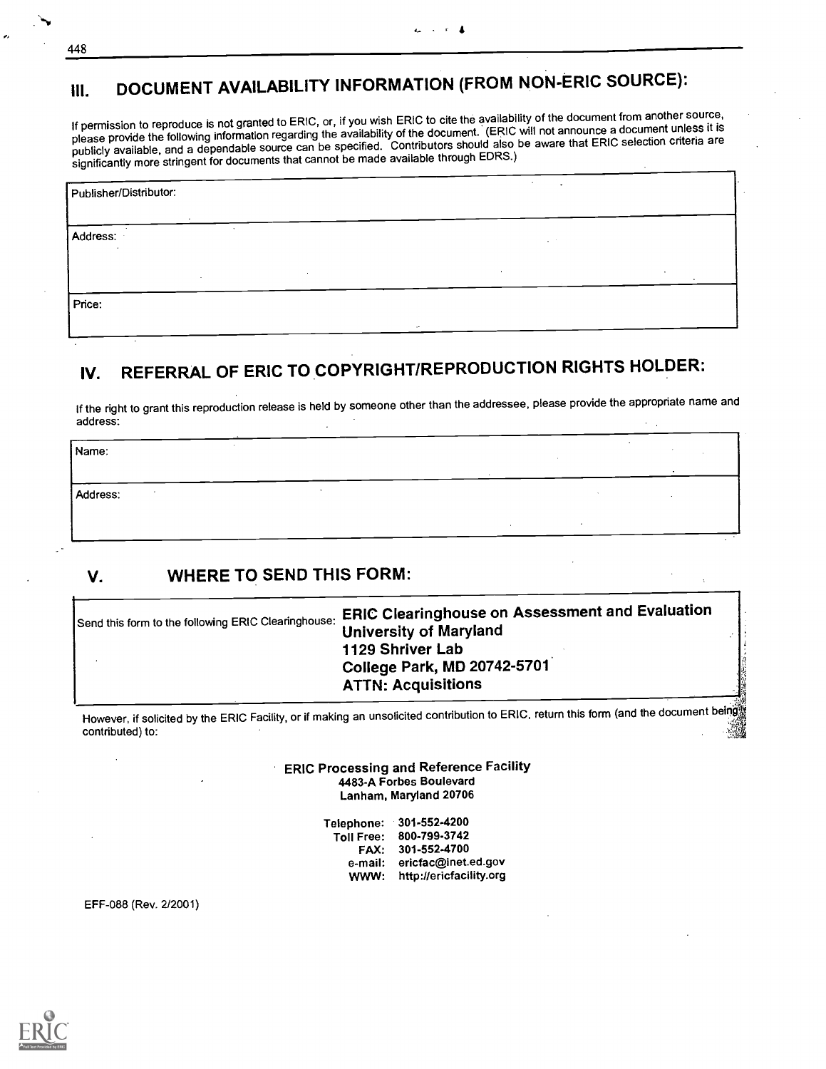## III. DOCUMENT AVAILABILITY INFORMATION (FROM NON-ERIC SOURCE):

If permission to reproduce is not granted to ERIC, or, if you wish ERIC to cite the availability of the document from another source, please provide the following information regarding the availability of the document. (ERIC will not announce a document unless it is publicly available, and a dependable source can be specified. Contributors should also be aware that ERIC selection criteria are significantly more stringent for documents that cannot be made available through EDRS.)

| |
|---|
| Publisher/Distributor: |
| Address: |
| Price: |

## IV. REFERRAL OF ERIC TO COPYRIGHT/REPRODUCTION RIGHTS HOLDER:

If the right to grant this reproduction release is held by someone other than the addressee, please provide the appropriate name and address:

| |
|---|
| Name: |
| Address: |

## V. WHERE TO SEND THIS FORM:

| | |
|---|---|
| Send this form to the following ERIC Clearinghouse: | **ERIC Clearinghouse on Assessment and Evaluation**<br>**University of Maryland**<br>**1129 Shriver Lab**<br>**College Park, MD 20742-5701**<br>**ATTN: Acquisitions** |

However, if solicited by the ERIC Facility, or if making an unsolicited contribution to ERIC, return this form (and the document being contributed) to:

**ERIC Processing and Reference Facility**
**4483-A Forbes Boulevard**
**Lanham, Maryland 20706**

**Telephone:** 301-552-4200
**Toll Free:** 800-799-3742
**FAX:** 301-552-4700
**e-mail:** ericfac@inet.ed.gov
**WWW:** http://ericfacility.org

EFF-088 (Rev. 2/2001)